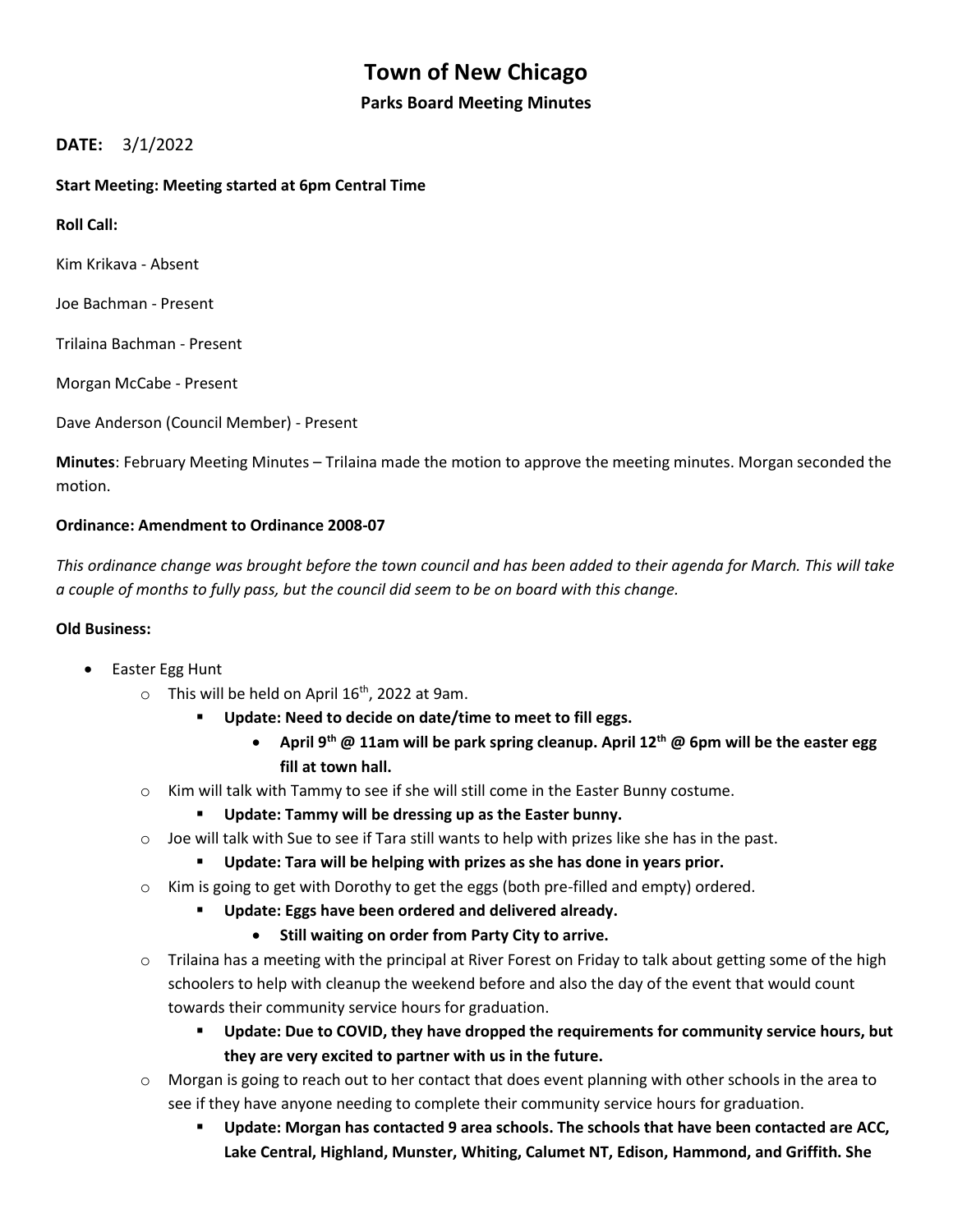# Town of New Chicago

## Parks Board Meeting Minutes

**DATE:** 3/1/2022

**Start Meeting: Meeting started at 6pm Central Time**

**Roll Call:**

Kim Krikava - Absent

Joe Bachman - Present

Trilaina Bachman - Present

Morgan McCabe - Present

Dave Anderson (Council Member) - Present

**Minutes**: February Meeting Minutes – Trilaina made the motion to approve the meeting minutes. Morgan seconded the motion.

**Ordinance: Amendment to Ordinance 2008-07**

*This ordinance change was brought before the town council and has been added to their agenda for March. This will take a couple of months to fully pass, but the council did seem to be on board with this change.*

**Old Business:**

- Easter Egg Hunt
  - This will be held on April 16th, 2022 at 9am.
    - **Update: Need to decide on date/time to meet to fill eggs.**
      - **April 9th @ 11am will be park spring cleanup. April 12th @ 6pm will be the easter egg fill at town hall.**
  - Kim will talk with Tammy to see if she will still come in the Easter Bunny costume.
    - **Update: Tammy will be dressing up as the Easter bunny.**
  - Joe will talk with Sue to see if Tara still wants to help with prizes like she has in the past.
    - **Update: Tara will be helping with prizes as she has done in years prior.**
  - Kim is going to get with Dorothy to get the eggs (both pre-filled and empty) ordered.
    - **Update: Eggs have been ordered and delivered already.**
      - **Still waiting on order from Party City to arrive.**
  - Trilaina has a meeting with the principal at River Forest on Friday to talk about getting some of the high schoolers to help with cleanup the weekend before and also the day of the event that would count towards their community service hours for graduation.
    - **Update: Due to COVID, they have dropped the requirements for community service hours, but they are very excited to partner with us in the future.**
  - Morgan is going to reach out to her contact that does event planning with other schools in the area to see if they have anyone needing to complete their community service hours for graduation.
    - **Update: Morgan has contacted 9 area schools. The schools that have been contacted are ACC, Lake Central, Highland, Munster, Whiting, Calumet NT, Edison, Hammond, and Griffith. She**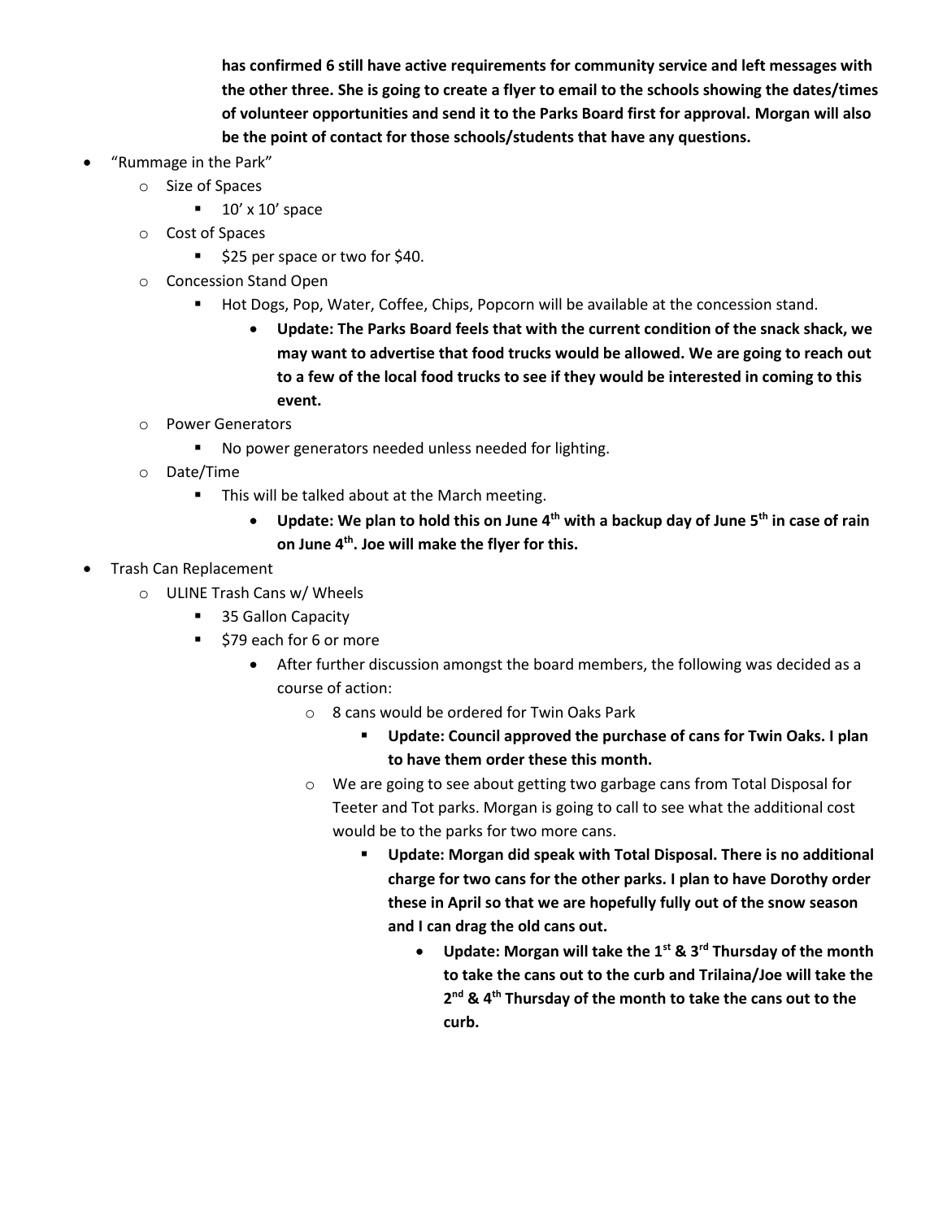**has confirmed 6 still have active requirements for community service and left messages with the other three. She is going to create a flyer to email to the schools showing the dates/times of volunteer opportunities and send it to the Parks Board first for approval. Morgan will also be the point of contact for those schools/students that have any questions.**

- "Rummage in the Park"
  - Size of Spaces
    - 10' x 10' space
  - Cost of Spaces
    - $25 per space or two for $40.
  - Concession Stand Open
    - Hot Dogs, Pop, Water, Coffee, Chips, Popcorn will be available at the concession stand.
      - **Update: The Parks Board feels that with the current condition of the snack shack, we may want to advertise that food trucks would be allowed. We are going to reach out to a few of the local food trucks to see if they would be interested in coming to this event.**
  - Power Generators
    - No power generators needed unless needed for lighting.
  - Date/Time
    - This will be talked about at the March meeting.
      - **Update: We plan to hold this on June 4th with a backup day of June 5th in case of rain on June 4th. Joe will make the flyer for this.**
- Trash Can Replacement
  - ULINE Trash Cans w/ Wheels
    - 35 Gallon Capacity
    - $79 each for 6 or more
      - After further discussion amongst the board members, the following was decided as a course of action:
        - 8 cans would be ordered for Twin Oaks Park
          - **Update: Council approved the purchase of cans for Twin Oaks. I plan to have them order these this month.**
        - We are going to see about getting two garbage cans from Total Disposal for Teeter and Tot parks. Morgan is going to call to see what the additional cost would be to the parks for two more cans.
          - **Update: Morgan did speak with Total Disposal. There is no additional charge for two cans for the other parks. I plan to have Dorothy order these in April so that we are hopefully fully out of the snow season and I can drag the old cans out.**
            - **Update: Morgan will take the 1st & 3rd Thursday of the month to take the cans out to the curb and Trilaina/Joe will take the 2nd & 4th Thursday of the month to take the cans out to the curb.**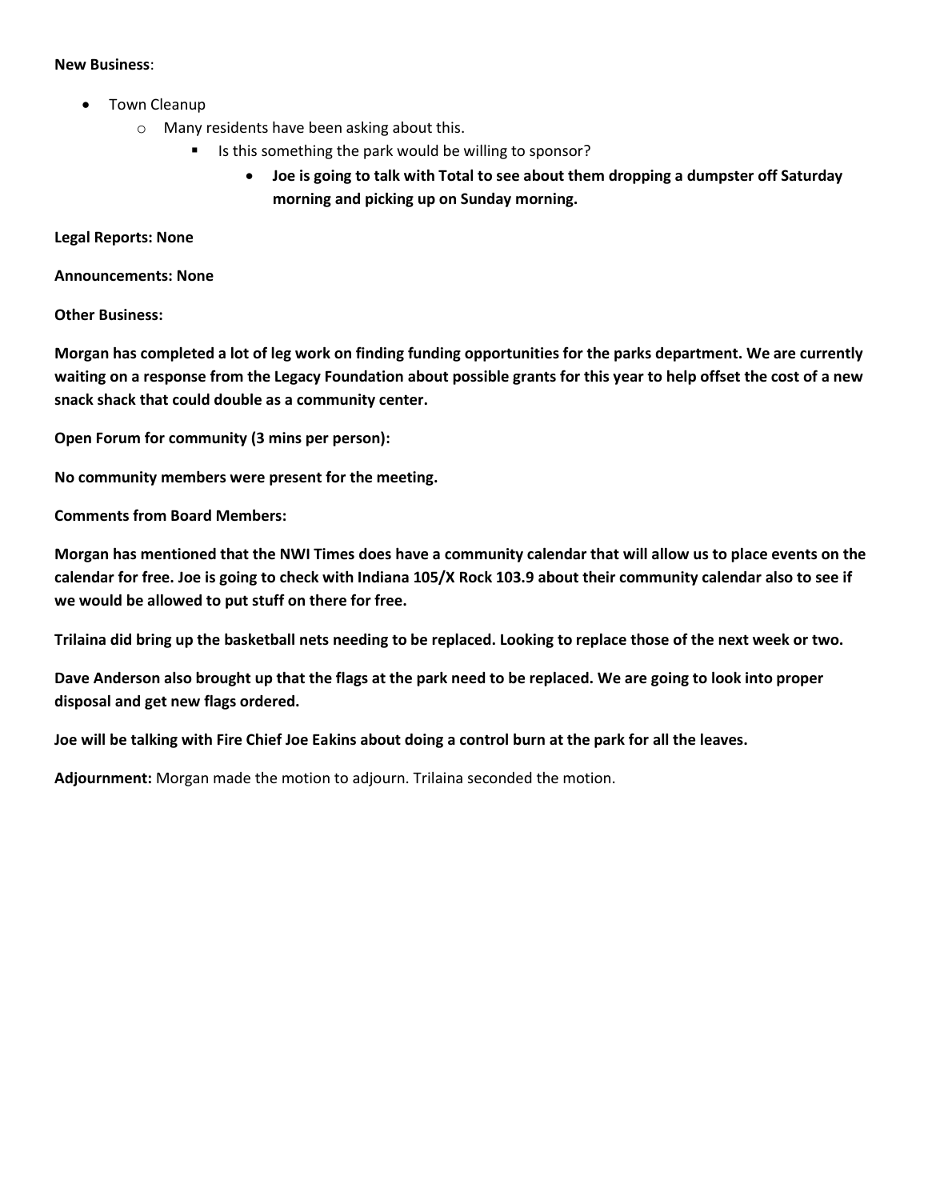**New Business**:

- Town Cleanup
  - Many residents have been asking about this.
    - Is this something the park would be willing to sponsor?
      - **Joe is going to talk with Total to see about them dropping a dumpster off Saturday morning and picking up on Sunday morning.**

**Legal Reports: None**

**Announcements: None**

**Other Business:**

**Morgan has completed a lot of leg work on finding funding opportunities for the parks department. We are currently waiting on a response from the Legacy Foundation about possible grants for this year to help offset the cost of a new snack shack that could double as a community center.**

**Open Forum for community (3 mins per person):**

**No community members were present for the meeting.**

**Comments from Board Members:**

**Morgan has mentioned that the NWI Times does have a community calendar that will allow us to place events on the calendar for free. Joe is going to check with Indiana 105/X Rock 103.9 about their community calendar also to see if we would be allowed to put stuff on there for free.**

**Trilaina did bring up the basketball nets needing to be replaced. Looking to replace those of the next week or two.**

**Dave Anderson also brought up that the flags at the park need to be replaced. We are going to look into proper disposal and get new flags ordered.**

**Joe will be talking with Fire Chief Joe Eakins about doing a control burn at the park for all the leaves.**

**Adjournment:** Morgan made the motion to adjourn. Trilaina seconded the motion.